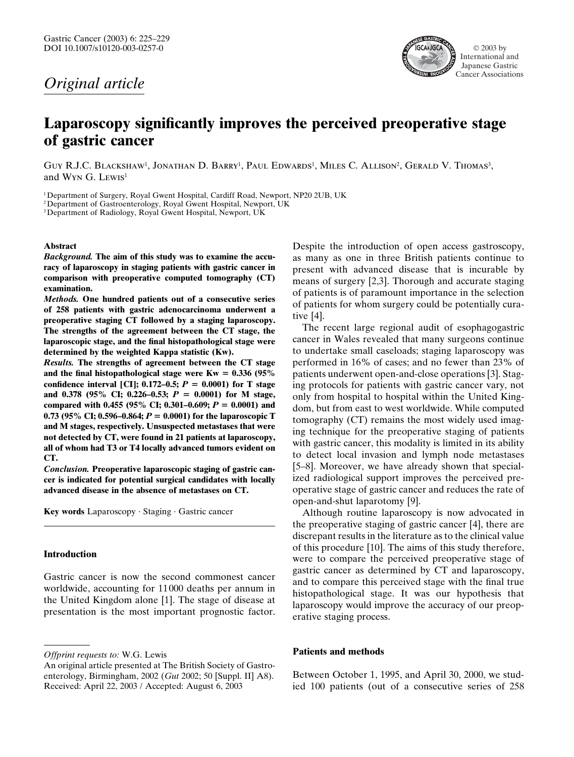*Original article*

# Laparoscopy significantly improves the perceived preoperative stage of gastric cancer

Guy R.J.C. Blackshaw[1], Jonathan D. Barry[1], Paul Edwards[1], Miles C. Allison[2], Gerald V. Thomas[3], and Wyn G. Lewis[1]

[1] Department of Surgery, Royal Gwent Hospital, Cardiff Road, Newport, NP20 2UB, UK
[2] Department of Gastroenterology, Royal Gwent Hospital, Newport, UK
[3] Department of Radiology, Royal Gwent Hospital, Newport, UK

## Abstract

***Background.*** **The aim of this study was to examine the accuracy of laparoscopy in staging patients with gastric cancer in comparison with preoperative computed tomography (CT) examination.**

***Methods.*** **One hundred patients out of a consecutive series of 258 patients with gastric adenocarcinoma underwent a preoperative staging CT followed by a staging laparoscopy. The strengths of the agreement between the CT stage, the laparoscopic stage, and the final histopathological stage were determined by the weighted Kappa statistic (Kw).**

***Results.*** **The strengths of agreement between the CT stage and the final histopathological stage were Kw = 0.336 (95% confidence interval [CI]; 0.172–0.5; $P = 0.0001$) for T stage and 0.378 (95% CI; 0.226–0.53; $P = 0.0001$) for M stage, compared with 0.455 (95% CI; 0.301–0.609; $P = 0.0001$) and 0.73 (95% CI; 0.596–0.864; $P = 0.0001$) for the laparoscopic T and M stages, respectively. Unsuspected metastases that were not detected by CT, were found in 21 patients at laparoscopy, all of whom had T3 or T4 locally advanced tumors evident on CT.**

***Conclusion.*** **Preoperative laparoscopic staging of gastric cancer is indicated for potential surgical candidates with locally advanced disease in the absence of metastases on CT.**

**Key words** Laparoscopy · Staging · Gastric cancer

## Introduction

Gastric cancer is now the second commonest cancer worldwide, accounting for 11000 deaths per annum in the United Kingdom alone [1]. The stage of disease at presentation is the most important prognostic factor. Despite the introduction of open access gastroscopy, as many as one in three British patients continue to present with advanced disease that is incurable by means of surgery [2,3]. Thorough and accurate staging of patients is of paramount importance in the selection of patients for whom surgery could be potentially curative [4].

The recent large regional audit of esophagogastric cancer in Wales revealed that many surgeons continue to undertake small caseloads; staging laparoscopy was performed in 16% of cases; and no fewer than 23% of patients underwent open-and-close operations [3]. Staging protocols for patients with gastric cancer vary, not only from hospital to hospital within the United Kingdom, but from east to west worldwide. While computed tomography (CT) remains the most widely used imaging technique for the preoperative staging of patients with gastric cancer, this modality is limited in its ability to detect local invasion and lymph node metastases [5–8]. Moreover, we have already shown that specialized radiological support improves the perceived preoperative stage of gastric cancer and reduces the rate of open-and-shut laparotomy [9].

Although routine laparoscopy is now advocated in the preoperative staging of gastric cancer [4], there are discrepant results in the literature as to the clinical value of this procedure [10]. The aims of this study therefore, were to compare the perceived preoperative stage of gastric cancer as determined by CT and laparoscopy, and to compare this perceived stage with the final true histopathological stage. It was our hypothesis that laparoscopy would improve the accuracy of our preoperative staging process.

## Patients and methods

Between October 1, 1995, and April 30, 2000, we studied 100 patients (out of a consecutive series of 258

---

*Offprint requests to:* W.G. Lewis

An original article presented at The British Society of Gastroenterology, Birmingham, 2002 (*Gut* 2002; 50 [Suppl. II] A8).
Received: April 22, 2003 / Accepted: August 6, 2003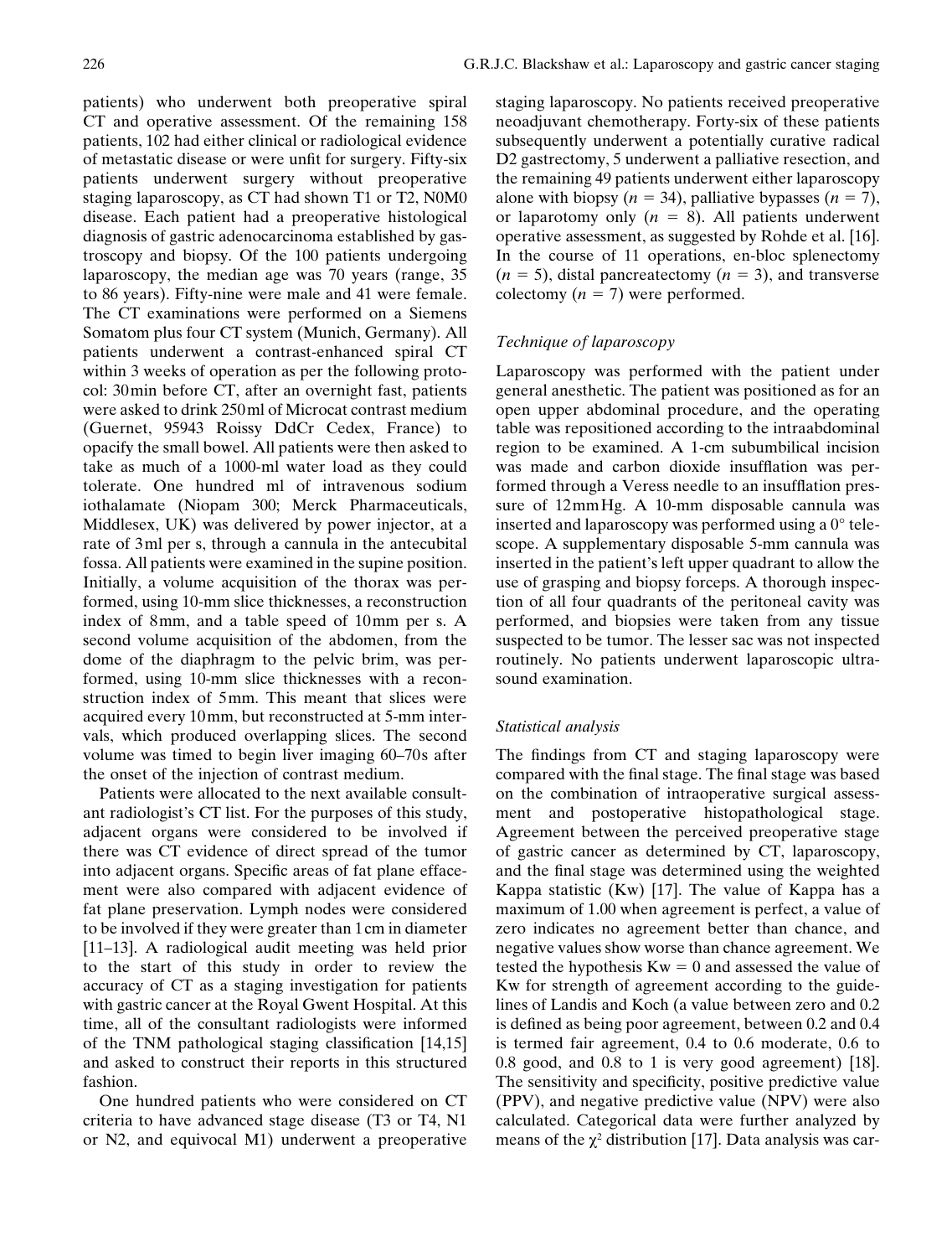patients) who underwent both preoperative spiral CT and operative assessment. Of the remaining 158 patients, 102 had either clinical or radiological evidence of metastatic disease or were unfit for surgery. Fifty-six patients underwent surgery without preoperative staging laparoscopy, as CT had shown T1 or T2, N0M0 disease. Each patient had a preoperative histological diagnosis of gastric adenocarcinoma established by gastroscopy and biopsy. Of the 100 patients undergoing laparoscopy, the median age was 70 years (range, 35 to 86 years). Fifty-nine were male and 41 were female. The CT examinations were performed on a Siemens Somatom plus four CT system (Munich, Germany). All patients underwent a contrast-enhanced spiral CT within 3 weeks of operation as per the following protocol: 30 min before CT, after an overnight fast, patients were asked to drink 250 ml of Microcat contrast medium (Guernet, 95943 Roissy DdCr Cedex, France) to opacify the small bowel. All patients were then asked to take as much of a 1000-ml water load as they could tolerate. One hundred ml of intravenous sodium iothalamate (Niopam 300; Merck Pharmaceuticals, Middlesex, UK) was delivered by power injector, at a rate of 3 ml per s, through a cannula in the antecubital fossa. All patients were examined in the supine position. Initially, a volume acquisition of the thorax was performed, using 10-mm slice thicknesses, a reconstruction index of 8 mm, and a table speed of 10 mm per s. A second volume acquisition of the abdomen, from the dome of the diaphragm to the pelvic brim, was performed, using 10-mm slice thicknesses with a reconstruction index of 5 mm. This meant that slices were acquired every 10 mm, but reconstructed at 5-mm intervals, which produced overlapping slices. The second volume was timed to begin liver imaging 60–70 s after the onset of the injection of contrast medium.

Patients were allocated to the next available consultant radiologist's CT list. For the purposes of this study, adjacent organs were considered to be involved if there was CT evidence of direct spread of the tumor into adjacent organs. Specific areas of fat plane effacement were also compared with adjacent evidence of fat plane preservation. Lymph nodes were considered to be involved if they were greater than 1 cm in diameter [11–13]. A radiological audit meeting was held prior to the start of this study in order to review the accuracy of CT as a staging investigation for patients with gastric cancer at the Royal Gwent Hospital. At this time, all of the consultant radiologists were informed of the TNM pathological staging classification [14,15] and asked to construct their reports in this structured fashion.

One hundred patients who were considered on CT criteria to have advanced stage disease (T3 or T4, N1 or N2, and equivocal M1) underwent a preoperative staging laparoscopy. No patients received preoperative neoadjuvant chemotherapy. Forty-six of these patients subsequently underwent a potentially curative radical D2 gastrectomy, 5 underwent a palliative resection, and the remaining 49 patients underwent either laparoscopy alone with biopsy ($n = 34$), palliative bypasses ($n = 7$), or laparotomy only ($n = 8$). All patients underwent operative assessment, as suggested by Rohde et al. [16]. In the course of 11 operations, en-bloc splenectomy ($n = 5$), distal pancreatectomy ($n = 3$), and transverse colectomy ($n = 7$) were performed.

### *Technique of laparoscopy*

Laparoscopy was performed with the patient under general anesthetic. The patient was positioned as for an open upper abdominal procedure, and the operating table was repositioned according to the intraabdominal region to be examined. A 1-cm subumbilical incision was made and carbon dioxide insufflation was performed through a Veress needle to an insufflation pressure of 12 mmHg. A 10-mm disposable cannula was inserted and laparoscopy was performed using a 0° telescope. A supplementary disposable 5-mm cannula was inserted in the patient's left upper quadrant to allow the use of grasping and biopsy forceps. A thorough inspection of all four quadrants of the peritoneal cavity was performed, and biopsies were taken from any tissue suspected to be tumor. The lesser sac was not inspected routinely. No patients underwent laparoscopic ultrasound examination.

### *Statistical analysis*

The findings from CT and staging laparoscopy were compared with the final stage. The final stage was based on the combination of intraoperative surgical assessment and postoperative histopathological stage. Agreement between the perceived preoperative stage of gastric cancer as determined by CT, laparoscopy, and the final stage was determined using the weighted Kappa statistic (Kw) [17]. The value of Kappa has a maximum of 1.00 when agreement is perfect, a value of zero indicates no agreement better than chance, and negative values show worse than chance agreement. We tested the hypothesis $Kw = 0$ and assessed the value of Kw for strength of agreement according to the guidelines of Landis and Koch (a value between zero and 0.2 is defined as being poor agreement, between 0.2 and 0.4 is termed fair agreement, 0.4 to 0.6 moderate, 0.6 to 0.8 good, and 0.8 to 1 is very good agreement) [18]. The sensitivity and specificity, positive predictive value (PPV), and negative predictive value (NPV) were also calculated. Categorical data were further analyzed by means of the $\chi^2$ distribution [17]. Data analysis was car-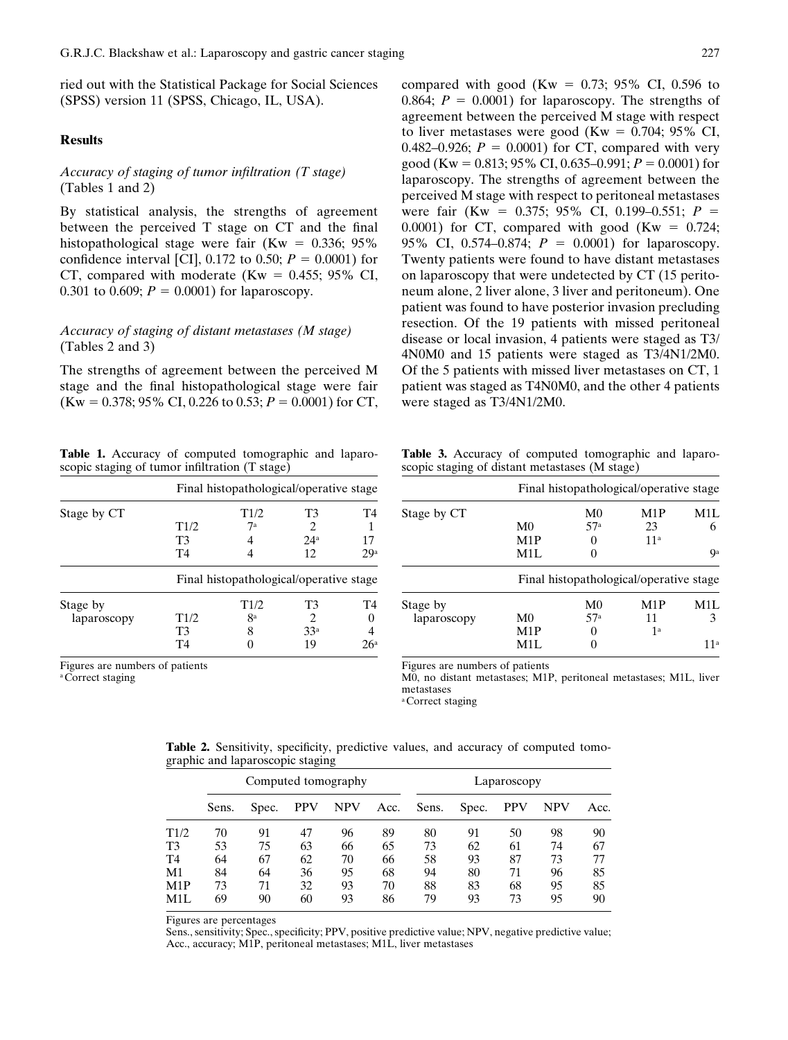ried out with the Statistical Package for Social Sciences (SPSS) version 11 (SPSS, Chicago, IL, USA).

## Results

### *Accuracy of staging of tumor infiltration (T stage)* (Tables 1 and 2)

By statistical analysis, the strengths of agreement between the perceived T stage on CT and the final histopathological stage were fair (Kw = 0.336; 95% confidence interval [CI], 0.172 to 0.50; $P = 0.0001$) for CT, compared with moderate (Kw = 0.455; 95% CI, 0.301 to 0.609; $P = 0.0001$) for laparoscopy.

### *Accuracy of staging of distant metastases (M stage)* (Tables 2 and 3)

The strengths of agreement between the perceived M stage and the final histopathological stage were fair (Kw = 0.378; 95% CI, 0.226 to 0.53; $P = 0.0001$) for CT, compared with good (Kw = 0.73; 95% CI, 0.596 to 0.864; $P = 0.0001$) for laparoscopy. The strengths of agreement between the perceived M stage with respect to liver metastases were good (Kw = 0.704; 95% CI, 0.482–0.926; $P = 0.0001$) for CT, compared with very good (Kw = 0.813; 95% CI, 0.635–0.991; $P = 0.0001$) for laparoscopy. The strengths of agreement between the perceived M stage with respect to peritoneal metastases were fair (Kw = 0.375; 95% CI, 0.199–0.551; $P = 0.0001$) for CT, compared with good (Kw = 0.724; 95% CI, 0.574–0.874; $P = 0.0001$) for laparoscopy. Twenty patients were found to have distant metastases on laparoscopy that were undetected by CT (15 peritoneum alone, 2 liver alone, 3 liver and peritoneum). One patient was found to have posterior invasion precluding resection. Of the 19 patients with missed peritoneal disease or local invasion, 4 patients were staged as T3/4N0M0 and 15 patients were staged as T3/4N1/2M0. Of the 5 patients with missed liver metastases on CT, 1 patient was staged as T4N0M0, and the other 4 patients were staged as T3/4N1/2M0.

**Table 1.** Accuracy of computed tomographic and laparoscopic staging of tumor infiltration (T stage)

| | | Final histopathological/operative stage | | |
|---|---|---|---|---|
| Stage by CT | | T1/2 | T3 | T4 |
| | T1/2 | 7[a] | 2 | 1 |
| | T3 | 4 | 24[a] | 17 |
| | T4 | 4 | 12 | 29[a] |
| | | **Final histopathological/operative stage** | | |
| Stage by laparoscopy | | T1/2 | T3 | T4 |
| | T1/2 | 8[a] | 2 | 0 |
| | T3 | 8 | 33[a] | 4 |
| | T4 | 0 | 19 | 26[a] |

Figures are numbers of patients
[a] Correct staging

**Table 3.** Accuracy of computed tomographic and laparoscopic staging of distant metastases (M stage)

| | | Final histopathological/operative stage | | |
|---|---|---|---|---|
| Stage by CT | | M0 | M1P | M1L |
| | M0 | 57[a] | 23 | 6 |
| | M1P | 0 | 11[a] | |
| | M1L | 0 | | 9[a] |
| | | **Final histopathological/operative stage** | | |
| Stage by laparoscopy | | M0 | M1P | M1L |
| | M0 | 57[a] | 11 | 3 |
| | M1P | 0 | 1[a] | |
| | M1L | 0 | | 11[a] |

Figures are numbers of patients
M0, no distant metastases; M1P, peritoneal metastases; M1L, liver metastases
[a] Correct staging

**Table 2.** Sensitivity, specificity, predictive values, and accuracy of computed tomographic and laparoscopic staging

| | Computed tomography | | | | | Laparoscopy | | | | |
|---|---|---|---|---|---|---|---|---|---|---|
| | Sens. | Spec. | PPV | NPV | Acc. | Sens. | Spec. | PPV | NPV | Acc. |
| T1/2 | 70 | 91 | 47 | 96 | 89 | 80 | 91 | 50 | 98 | 90 |
| T3 | 53 | 75 | 63 | 66 | 65 | 73 | 62 | 61 | 74 | 67 |
| T4 | 64 | 67 | 62 | 70 | 66 | 58 | 93 | 87 | 73 | 77 |
| M1 | 84 | 64 | 36 | 95 | 68 | 94 | 80 | 71 | 96 | 85 |
| M1P | 73 | 71 | 32 | 93 | 70 | 88 | 83 | 68 | 95 | 85 |
| M1L | 69 | 90 | 60 | 93 | 86 | 79 | 93 | 73 | 95 | 90 |

Figures are percentages
Sens., sensitivity; Spec., specificity; PPV, positive predictive value; NPV, negative predictive value; Acc., accuracy; M1P, peritoneal metastases; M1L, liver metastases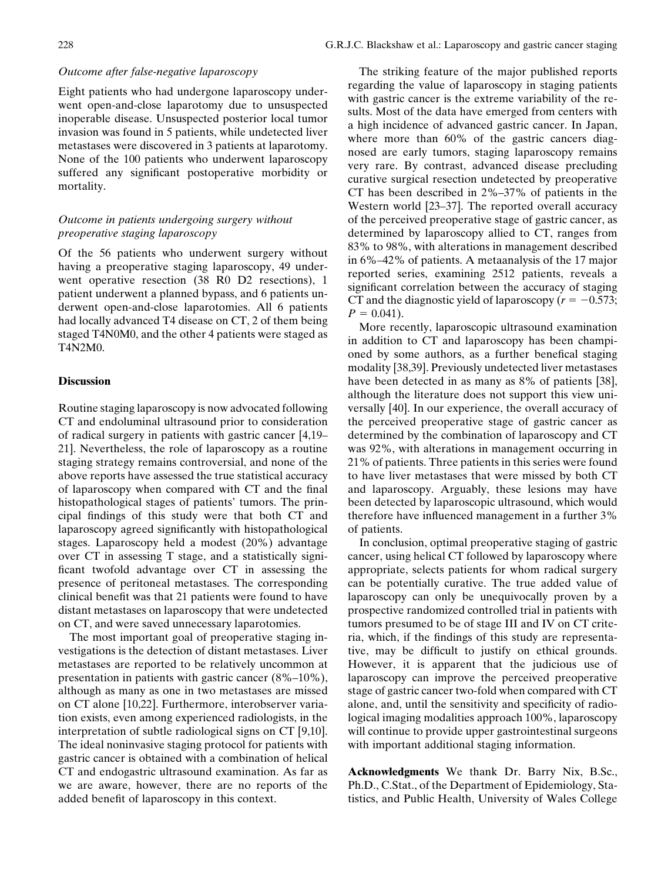### *Outcome after false-negative laparoscopy*

Eight patients who had undergone laparoscopy underwent open-and-close laparotomy due to unsuspected inoperable disease. Unsuspected posterior local tumor invasion was found in 5 patients, while undetected liver metastases were discovered in 3 patients at laparotomy. None of the 100 patients who underwent laparoscopy suffered any significant postoperative morbidity or mortality.

### *Outcome in patients undergoing surgery without preoperative staging laparoscopy*

Of the 56 patients who underwent surgery without having a preoperative staging laparoscopy, 49 underwent operative resection (38 R0 D2 resections), 1 patient underwent a planned bypass, and 6 patients underwent open-and-close laparotomies. All 6 patients had locally advanced T4 disease on CT, 2 of them being staged T4N0M0, and the other 4 patients were staged as T4N2M0.

## **Discussion**

Routine staging laparoscopy is now advocated following CT and endoluminal ultrasound prior to consideration of radical surgery in patients with gastric cancer [4,19–21]. Nevertheless, the role of laparoscopy as a routine staging strategy remains controversial, and none of the above reports have assessed the true statistical accuracy of laparoscopy when compared with CT and the final histopathological stages of patients' tumors. The principal findings of this study were that both CT and laparoscopy agreed significantly with histopathological stages. Laparoscopy held a modest (20%) advantage over CT in assessing T stage, and a statistically significant twofold advantage over CT in assessing the presence of peritoneal metastases. The corresponding clinical benefit was that 21 patients were found to have distant metastases on laparoscopy that were undetected on CT, and were saved unnecessary laparotomies.

The most important goal of preoperative staging investigations is the detection of distant metastases. Liver metastases are reported to be relatively uncommon at presentation in patients with gastric cancer (8%–10%), although as many as one in two metastases are missed on CT alone [10,22]. Furthermore, interobserver variation exists, even among experienced radiologists, in the interpretation of subtle radiological signs on CT [9,10]. The ideal noninvasive staging protocol for patients with gastric cancer is obtained with a combination of helical CT and endogastric ultrasound examination. As far as we are aware, however, there are no reports of the added benefit of laparoscopy in this context.

The striking feature of the major published reports regarding the value of laparoscopy in staging patients with gastric cancer is the extreme variability of the results. Most of the data have emerged from centers with a high incidence of advanced gastric cancer. In Japan, where more than 60% of the gastric cancers diagnosed are early tumors, staging laparoscopy remains very rare. By contrast, advanced disease precluding curative surgical resection undetected by preoperative CT has been described in 2%–37% of patients in the Western world [23–37]. The reported overall accuracy of the perceived preoperative stage of gastric cancer, as determined by laparoscopy allied to CT, ranges from 83% to 98%, with alterations in management described in 6%–42% of patients. A metaanalysis of the 17 major reported series, examining 2512 patients, reveals a significant correlation between the accuracy of staging CT and the diagnostic yield of laparoscopy ($r = -0.573$; $P = 0.041$).

More recently, laparoscopic ultrasound examination in addition to CT and laparoscopy has been championed by some authors, as a further benefical staging modality [38,39]. Previously undetected liver metastases have been detected in as many as 8% of patients [38], although the literature does not support this view universally [40]. In our experience, the overall accuracy of the perceived preoperative stage of gastric cancer as determined by the combination of laparoscopy and CT was 92%, with alterations in management occurring in 21% of patients. Three patients in this series were found to have liver metastases that were missed by both CT and laparoscopy. Arguably, these lesions may have been detected by laparoscopic ultrasound, which would therefore have influenced management in a further 3% of patients.

In conclusion, optimal preoperative staging of gastric cancer, using helical CT followed by laparoscopy where appropriate, selects patients for whom radical surgery can be potentially curative. The true added value of laparoscopy can only be unequivocally proven by a prospective randomized controlled trial in patients with tumors presumed to be of stage III and IV on CT criteria, which, if the findings of this study are representative, may be difficult to justify on ethical grounds. However, it is apparent that the judicious use of laparoscopy can improve the perceived preoperative stage of gastric cancer two-fold when compared with CT alone, and, until the sensitivity and specificity of radiological imaging modalities approach 100%, laparoscopy will continue to provide upper gastrointestinal surgeons with important additional staging information.

**Acknowledgments** We thank Dr. Barry Nix, B.Sc., Ph.D., C.Stat., of the Department of Epidemiology, Statistics, and Public Health, University of Wales College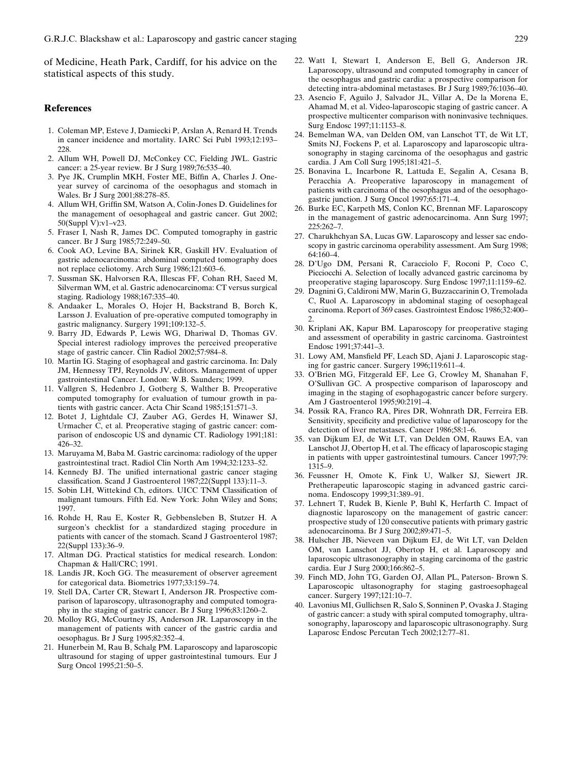of Medicine, Heath Park, Cardiff, for his advice on the statistical aspects of this study.

## References

1. Coleman MP, Esteve J, Damiecki P, Arslan A, Renard H. Trends in cancer incidence and mortality. IARC Sci Publ 1993;12:193–228.
2. Allum WH, Powell DJ, McConkey CC, Fielding JWL. Gastric cancer: a 25-year review. Br J Surg 1989;76:535–40.
3. Pye JK, Crumplin MKH, Foster ME, Biffin A, Charles J. One-year survey of carcinoma of the oesophagus and stomach in Wales. Br J Surg 2001;88:278–85.
4. Allum WH, Griffin SM, Watson A, Colin-Jones D. Guidelines for the management of oesophageal and gastric cancer. Gut 2002; 50(Suppl V):v1–v23.
5. Fraser I, Nash R, James DC. Computed tomography in gastric cancer. Br J Surg 1985;72:249–50.
6. Cook AO, Levine BA, Sirinek KR, Gaskill HV. Evaluation of gastric adenocarcinoma: abdominal computed tomography does not replace celiotomy. Arch Surg 1986;121:603–6.
7. Sussman SK, Halvorsen RA, Illescas FF, Cohan RH, Saeed M, Silverman WM, et al. Gastric adenocarcinoma: CT versus surgical staging. Radiology 1988;167:335–40.
8. Andaaker L, Morales O, Hojer H, Backstrand B, Borch K, Larsson J. Evaluation of pre-operative computed tomography in gastric malignancy. Surgery 1991;109:132–5.
9. Barry JD, Edwards P, Lewis WG, Dhariwal D, Thomas GV. Special interest radiology improves the perceived preoperative stage of gastric cancer. Clin Radiol 2002;57:984–8.
10. Martin IG. Staging of esophageal and gastric carcinoma. In: Daly JM, Hennessy TPJ, Reynolds JV, editors. Management of upper gastrointestinal Cancer. London: W.B. Saunders; 1999.
11. Vallgren S, Hedenbro J, Gotberg S, Walther B. Preoperative computed tomography for evaluation of tumour growth in patients with gastric cancer. Acta Chir Scand 1985;151:571–3.
12. Botet J, Lightdale CJ, Zauber AG, Gerdes H, Winawer SJ, Urmacher C, et al. Preoperative staging of gastric cancer: comparison of endoscopic US and dynamic CT. Radiology 1991;181: 426–32.
13. Maruyama M, Baba M. Gastric carcinoma: radiology of the upper gastrointestinal tract. Radiol Clin North Am 1994;32:1233–52.
14. Kennedy BJ. The unified international gastric cancer staging classification. Scand J Gastroenterol 1987;22(Suppl 133):11–3.
15. Sobin LH, Wittekind Ch, editors. UICC TNM Classification of malignant tumours. Fifth Ed. New York: John Wiley and Sons; 1997.
16. Rohde H, Rau E, Koster R, Gebbensleben B, Stutzer H. A surgeon's checklist for a standardized staging procedure in patients with cancer of the stomach. Scand J Gastroenterol 1987; 22(Suppl 133):36–9.
17. Altman DG. Practical statistics for medical research. London: Chapman & Hall/CRC; 1991.
18. Landis JR, Koch GG. The measurement of observer agreement for categorical data. Biometrics 1977;33:159–74.
19. Stell DA, Carter CR, Stewart I, Anderson JR. Prospective comparison of laparoscopy, ultrasonography and computed tomography in the staging of gastric cancer. Br J Surg 1996;83:1260–2.
20. Molloy RG, McCourtney JS, Anderson JR. Laparoscopy in the management of patients with cancer of the gastric cardia and oesophagus. Br J Surg 1995;82:352–4.
21. Hunerbein M, Rau B, Schalg PM. Laparoscopy and laparoscopic ultrasound for staging of upper gastrointestinal tumours. Eur J Surg Oncol 1995;21:50–5.
22. Watt I, Stewart I, Anderson E, Bell G, Anderson JR. Laparoscopy, ultrasound and computed tomography in cancer of the oesophagus and gastric cardia: a prospective comparison for detecting intra-abdominal metastases. Br J Surg 1989;76:1036–40.
23. Asencio F, Aguilo J, Salvador JL, Villar A, De la Morena E, Ahamad M, et al. Video-laparoscopic staging of gastric cancer. A prospective multicenter comparison with noninvasive techniques. Surg Endosc 1997;11:1153–8.
24. Bemelman WA, van Delden OM, van Lanschot TT, de Wit LT, Smits NJ, Fockens P, et al. Laparoscopy and laparoscopic ultrasonography in staging carcinoma of the oesophagus and gastric cardia. J Am Coll Surg 1995;181:421–5.
25. Bonavina L, Incarbone R, Lattuda E, Segalin A, Cesana B, Peracchia A. Preoperative laparoscopy in management of patients with carcinoma of the oesophagus and of the oesophagogastric junction. J Surg Oncol 1997;65:171–4.
26. Burke EC, Karpeth MS, Conlon KC, Brennan MF. Laparoscopy in the management of gastric adenocarcinoma. Ann Surg 1997; 225:262–7.
27. Charukhchyan SA, Lucas GW. Laparoscopy and lesser sac endoscopy in gastric carcinoma operability assessment. Am Surg 1998; 64:160–4.
28. D'Ugo DM, Persani R, Caracciolo F, Roconi P, Coco C, Picciocchi A. Selection of locally advanced gastric carcinoma by preoperative staging laparoscopy. Surg Endosc 1997;11:1159–62.
29. Dagnini G, Caldironi MW, Marin G, Buzzaccarinin O, Tremolada C, Ruol A. Laparoscopy in abdominal staging of oesophageal carcinoma. Report of 369 cases. Gastrointest Endosc 1986;32:400–2.
30. Kriplani AK, Kapur BM. Laparoscopy for preoperative staging and assessment of operability in gastric carcinoma. Gastrointest Endosc 1991;37:441–3.
31. Lowy AM, Mansfield PF, Leach SD, Ajani J. Laparoscopic staging for gastric cancer. Surgery 1996;119:611–4.
33. O'Brien MG, Fitzgerald EF, Lee G, Crowley M, Shanahan F, O'Sullivan GC. A prospective comparison of laparoscopy and imaging in the staging of esophagogastric cancer before surgery. Am J Gastroenterol 1995;90:2191–4.
34. Possik RA, Franco RA, Pires DR, Wohnrath DR, Ferreira EB. Sensitivity, specificity and predictive value of laparoscopy for the detection of liver metastases. Cancer 1986;58:1–6.
35. van Dijkum EJ, de Wit LT, van Delden OM, Rauws EA, van Lanschot JJ, Obertop H, et al. The efficacy of laparoscopic staging in patients with upper gastrointestinal tumours. Cancer 1997;79: 1315–9.
36. Feussner H, Omote K, Fink U, Walker SJ, Siewert JR. Pretherapeutic laparoscopic staging in advanced gastric carcinoma. Endoscopy 1999;31:389–91.
37. Lehnert T, Rudek B, Kienle P, Buhl K, Herfarth C. Impact of diagnostic laparoscopy on the management of gastric cancer: prospective study of 120 consecutive patients with primary gastric adenocarcinoma. Br J Surg 2002;89:471–5.
38. Hulscher JB, Nieveen van Dijkum EJ, de Wit LT, van Delden OM, van Lanschot JJ, Obertop H, et al. Laparoscopy and laparoscopic ultrasonography in staging carcinoma of the gastric cardia. Eur J Surg 2000;166:862–5.
39. Finch MD, John TG, Garden OJ, Allan PL, Paterson- Brown S. Laparoscopic ultasonography for staging gastroesophageal cancer. Surgery 1997;121:10–7.
40. Lavonius MI, Gullichsen R, Salo S, Sonninen P, Ovaska J. Staging of gastric cancer: a study with spiral computed tomography, ultrasonography, laparoscopy and laparoscopic ultrasonography. Surg Laparosc Endosc Percutan Tech 2002;12:77–81.